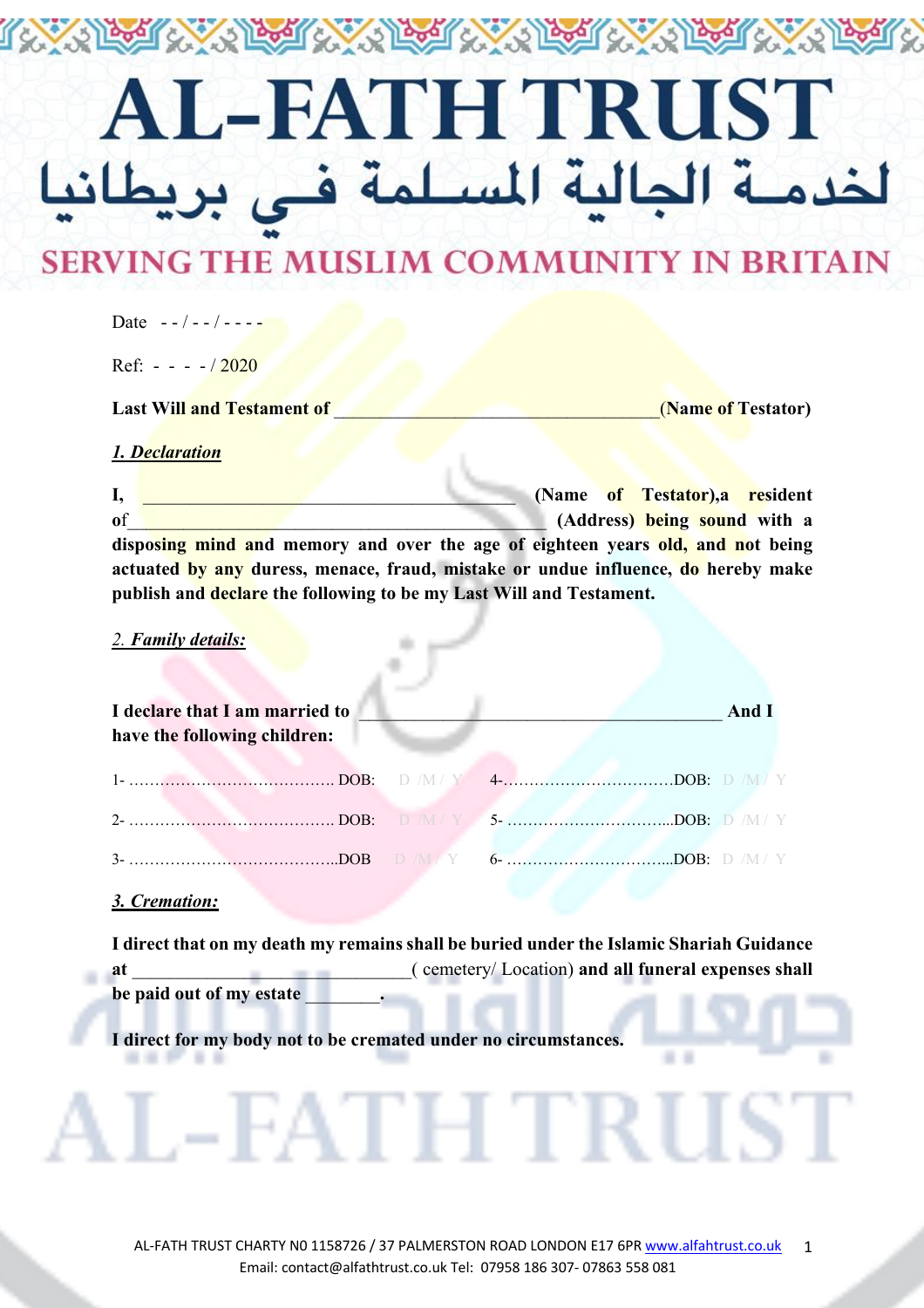# AL-FATH TRUST

## لخدمة الجالية المسلمة في بريطانيا

## SERVING THE MUSLIM COMMUNITY IN BRITAIN

Date - - / - - / - - - -

Ref: - - - - / 2020

**Last Will and Testament of \_\_\_\_\_\_\_\_\_\_\_\_\_\_\_\_\_\_\_\_\_\_\_\_\_\_\_\_\_\_\_\_\_\_\_\_(Name of Testator)**

***1. Declaration***

**I, \_\_\_\_\_\_\_\_\_\_\_\_\_\_\_\_\_\_\_\_\_\_\_\_\_\_\_\_\_\_\_\_\_\_\_\_\_\_\_\_ (Name of Testator),a resident of\_\_\_\_\_\_\_\_\_\_\_\_\_\_\_\_\_\_\_\_\_\_\_\_\_\_\_\_\_\_\_\_\_\_\_\_\_\_\_\_\_\_\_\_\_ (Address) being sound with a disposing mind and memory and over the age of eighteen years old, and not being actuated by any duress, menace, fraud, mistake or undue influence, do hereby make publish and declare the following to be my Last Will and Testament.**

***2. Family details:***

**I declare that I am married to \_\_\_\_\_\_\_\_\_\_\_\_\_\_\_\_\_\_\_\_\_\_\_\_\_\_\_\_\_\_\_\_\_\_\_\_\_\_\_\_ And I have the following children:**

1- ……………………………………. DOB: D /M / Y  4-……………………………DOB: D /M / Y

2- ……………………………………. DOB: D /M / Y  5- …………………………...DOB: D /M / Y

3- …………………………………….DOB D /M / Y  6- …………………………...DOB: D /M / Y

***3. Cremation:***

**I direct that on my death my remains shall be buried under the Islamic Shariah Guidance at** \_\_\_\_\_\_\_\_\_\_\_\_\_\_\_\_\_\_\_\_\_\_\_\_\_\_\_\_\_\_( cemetery/ Location) **and all funeral expenses shall be paid out of my estate \_\_\_\_\_\_\_\_.**

**I direct for my body not to be cremated under no circumstances.**

AL-FATH TRUST CHARTY N0 1158726 / 37 PALMERSTON ROAD LONDON E17 6PR www.alfahtrust.co.uk
Email: contact@alfathtrust.co.uk Tel: 07958 186 307- 07863 558 081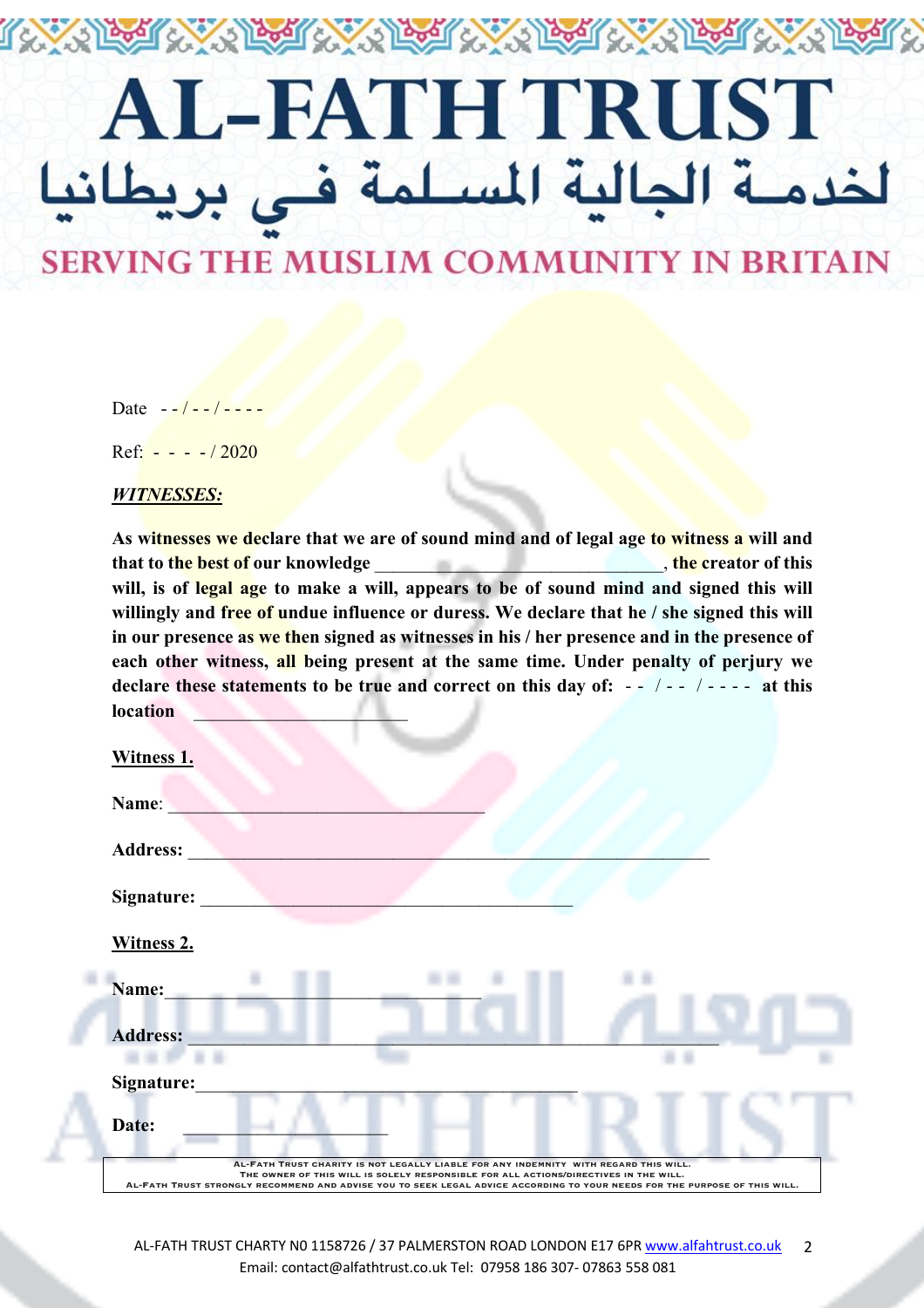# AL-FATH TRUST

# لخدمة الجالية المسلمة في بريطانيا

## SERVING THE MUSLIM COMMUNITY IN BRITAIN

Date - - / - - / - - - -

Ref: - - - - / 2020

***WITNESSES:***

**As witnesses we declare that we are of sound mind and of legal age to witness a will and that to the best of our knowledge ______________________________, the creator of this will, is of legal age to make a will, appears to be of sound mind and signed this will willingly and free of undue influence or duress. We declare that he / she signed this will in our presence as we then signed as witnesses in his / her presence and in the presence of each other witness, all being present at the same time. Under penalty of perjury we declare these statements to be true and correct on this day of: - - / - - / - - - - at this location ______________________**

**Witness 1.**

**Name**: ________________________________

**Address:** _____________________________________________________

**Signature:** ______________________________________

**Witness 2.**

**Name:**________________________________

**Address:** ______________________________________________________

**Signature:**_______________________________________

**Date:** ____________________

AL-FATH TRUST CHARITY IS NOT LEGALLY LIABLE FOR ANY INDEMNITY WITH REGARD THIS WILL.
THE OWNER OF THIS WILL IS SOLELY RESPONSIBLE FOR ALL ACTIONS/DIRECTIVES IN THE WILL.
AL-FATH TRUST STRONGLY RECOMMEND AND ADVISE YOU TO SEEK LEGAL ADVICE ACCORDING TO YOUR NEEDS FOR THE PURPOSE OF THIS WILL.

AL-FATH TRUST CHARTY N0 1158726 / 37 PALMERSTON ROAD LONDON E17 6PR www.alfahtrust.co.uk
Email: contact@alfathtrust.co.uk Tel: 07958 186 307- 07863 558 081